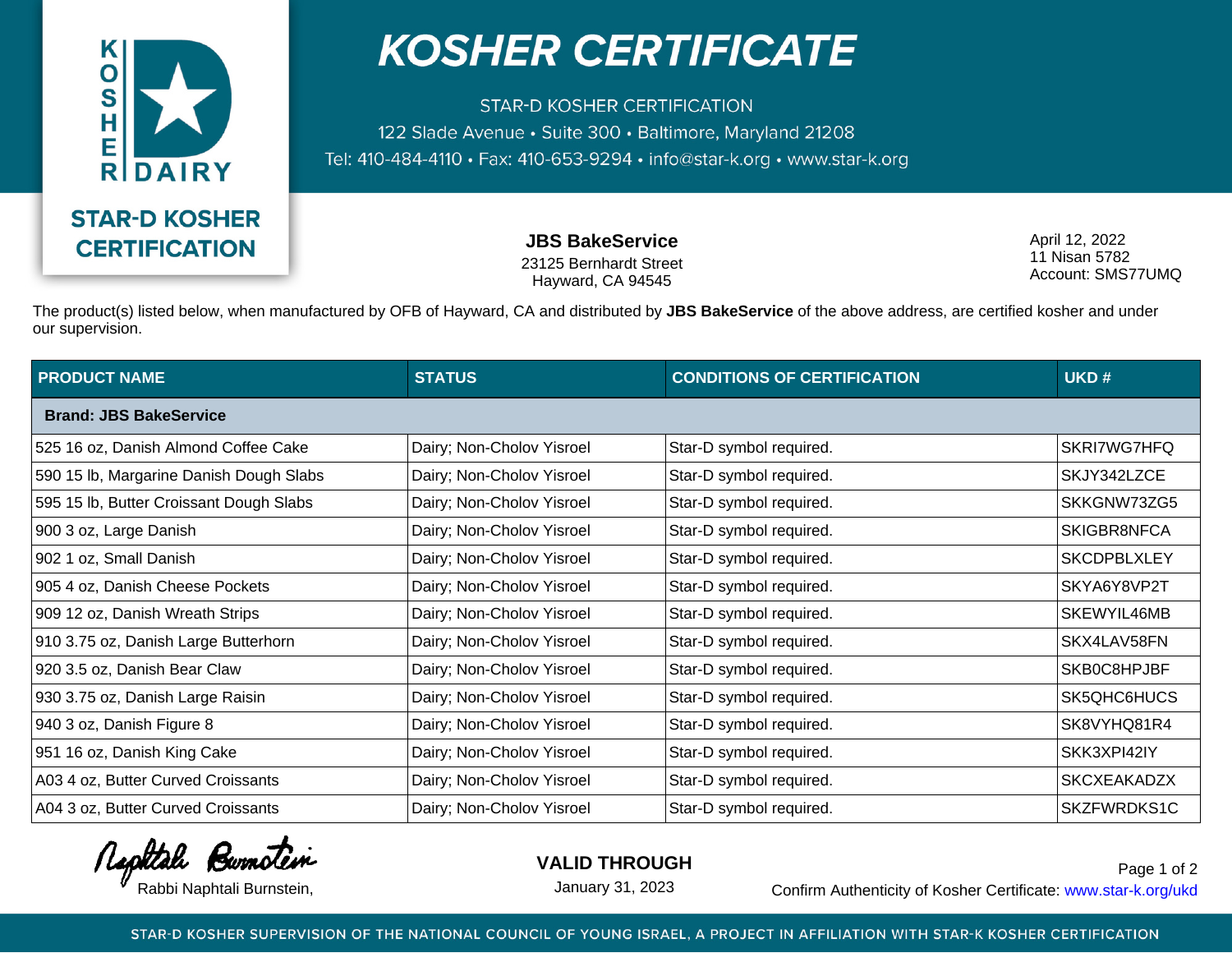KOSHER DAIRY

**STAR-D KOSHER CERTIFICATION**

# KOSHER CERTIFICATE

STAR-D KOSHER CERTIFICATION
122 Slade Avenue • Suite 300 • Baltimore, Maryland 21208
Tel: 410-484-4110 • Fax: 410-653-9294 • info@star-k.org • www.star-k.org

**JBS BakeService**
23125 Bernhardt Street
Hayward, CA 94545

April 12, 2022
11 Nisan 5782
Account: SMS77UMQ

The product(s) listed below, when manufactured by OFB of Hayward, CA and distributed by **JBS BakeService** of the above address, are certified kosher and under our supervision.

| PRODUCT NAME | STATUS | CONDITIONS OF CERTIFICATION | UKD # |
|---|---|---|---|
| **Brand: JBS BakeService** | | | |
| 525 16 oz, Danish Almond Coffee Cake | Dairy; Non-Cholov Yisroel | Star-D symbol required. | SKRI7WG7HFQ |
| 590 15 lb, Margarine Danish Dough Slabs | Dairy; Non-Cholov Yisroel | Star-D symbol required. | SKJY342LZCE |
| 595 15 lb, Butter Croissant Dough Slabs | Dairy; Non-Cholov Yisroel | Star-D symbol required. | SKKGNW73ZG5 |
| 900 3 oz, Large Danish | Dairy; Non-Cholov Yisroel | Star-D symbol required. | SKIGBR8NFCA |
| 902 1 oz, Small Danish | Dairy; Non-Cholov Yisroel | Star-D symbol required. | SKCDPBLXLEY |
| 905 4 oz, Danish Cheese Pockets | Dairy; Non-Cholov Yisroel | Star-D symbol required. | SKYA6Y8VP2T |
| 909 12 oz, Danish Wreath Strips | Dairy; Non-Cholov Yisroel | Star-D symbol required. | SKEWYIL46MB |
| 910 3.75 oz, Danish Large Butterhorn | Dairy; Non-Cholov Yisroel | Star-D symbol required. | SKX4LAV58FN |
| 920 3.5 oz, Danish Bear Claw | Dairy; Non-Cholov Yisroel | Star-D symbol required. | SKB0C8HPJBF |
| 930 3.75 oz, Danish Large Raisin | Dairy; Non-Cholov Yisroel | Star-D symbol required. | SK5QHC6HUCS |
| 940 3 oz, Danish Figure 8 | Dairy; Non-Cholov Yisroel | Star-D symbol required. | SK8VYHQ81R4 |
| 951 16 oz, Danish King Cake | Dairy; Non-Cholov Yisroel | Star-D symbol required. | SKK3XPI42IY |
| A03 4 oz, Butter Curved Croissants | Dairy; Non-Cholov Yisroel | Star-D symbol required. | SKCXEAKADZX |
| A04 3 oz, Butter Curved Croissants | Dairy; Non-Cholov Yisroel | Star-D symbol required. | SKZFWRDKS1C |

Rabbi Naphtali Burnstein,

**VALID THROUGH**
January 31, 2023

Confirm Authenticity of Kosher Certificate: www.star-k.org/ukd

STAR-D KOSHER SUPERVISION OF THE NATIONAL COUNCIL OF YOUNG ISRAEL, A PROJECT IN AFFILIATION WITH STAR-K KOSHER CERTIFICATION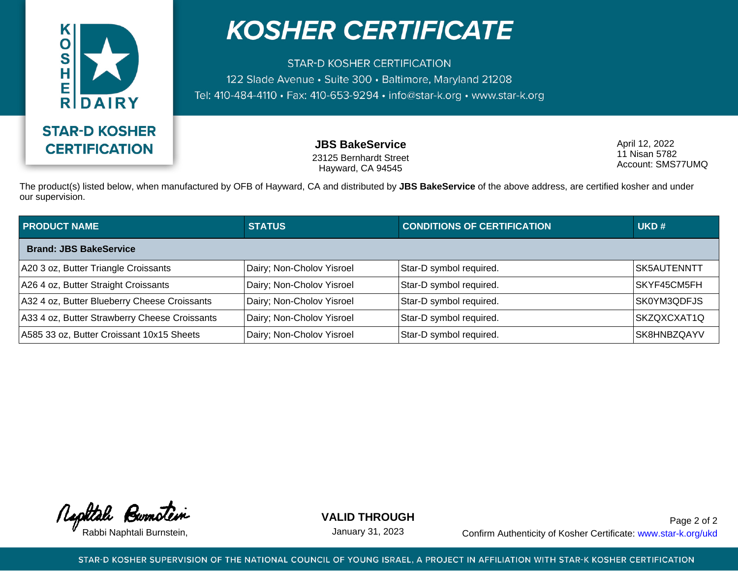KOSHER DAIRY

**STAR-D KOSHER CERTIFICATION**

# KOSHER CERTIFICATE

STAR-D KOSHER CERTIFICATION
122 Slade Avenue • Suite 300 • Baltimore, Maryland 21208
Tel: 410-484-4110 • Fax: 410-653-9294 • info@star-k.org • www.star-k.org

**JBS BakeService**
23125 Bernhardt Street
Hayward, CA 94545

April 12, 2022
11 Nisan 5782
Account: SMS77UMQ

The product(s) listed below, when manufactured by OFB of Hayward, CA and distributed by **JBS BakeService** of the above address, are certified kosher and under our supervision.

| PRODUCT NAME | STATUS | CONDITIONS OF CERTIFICATION | UKD # |
|---|---|---|---|
| **Brand: JBS BakeService** | | | |
| A20 3 oz, Butter Triangle Croissants | Dairy; Non-Cholov Yisroel | Star-D symbol required. | SK5AUTENNTT |
| A26 4 oz, Butter Straight Croissants | Dairy; Non-Cholov Yisroel | Star-D symbol required. | SKYF45CM5FH |
| A32 4 oz, Butter Blueberry Cheese Croissants | Dairy; Non-Cholov Yisroel | Star-D symbol required. | SK0YM3QDFJS |
| A33 4 oz, Butter Strawberry Cheese Croissants | Dairy; Non-Cholov Yisroel | Star-D symbol required. | SKZQXCXAT1Q |
| A585 33 oz, Butter Croissant 10x15 Sheets | Dairy; Non-Cholov Yisroel | Star-D symbol required. | SK8HNBZQAYV |

Naphtali Burnstein
Rabbi Naphtali Burnstein,

**VALID THROUGH**
January 31, 2023

Confirm Authenticity of Kosher Certificate: www.star-k.org/ukd

STAR-D KOSHER SUPERVISION OF THE NATIONAL COUNCIL OF YOUNG ISRAEL, A PROJECT IN AFFILIATION WITH STAR-K KOSHER CERTIFICATION